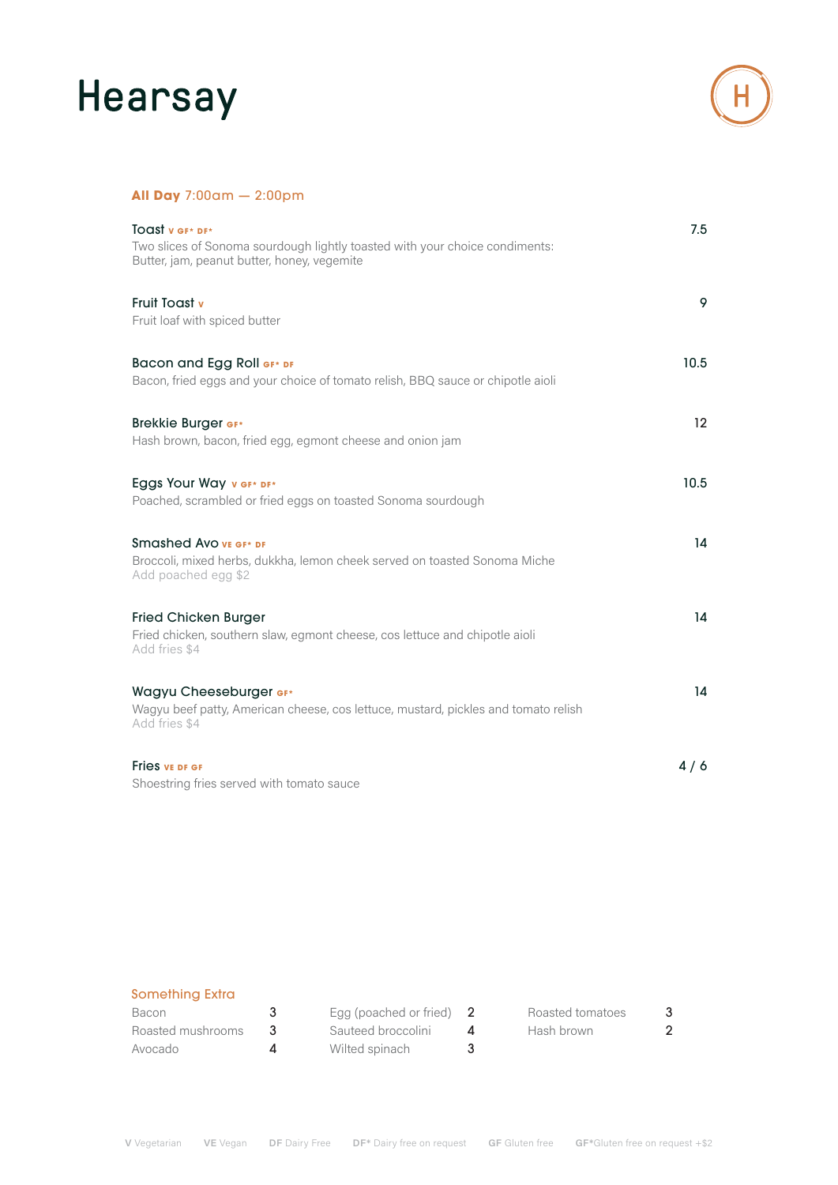# Hearsay

## **All Day** 7:00am — 2:00pm

**Toast** V GF* DF* — 7.5
Two slices of Sonoma sourdough lightly toasted with your choice condiments: Butter, jam, peanut butter, honey, vegemite

**Fruit Toast** V — 9
Fruit loaf with spiced butter

**Bacon and Egg Roll** GF* DF — 10.5
Bacon, fried eggs and your choice of tomato relish, BBQ sauce or chipotle aioli

**Brekkie Burger** GF* — 12
Hash brown, bacon, fried egg, egmont cheese and onion jam

**Eggs Your Way** V GF* DF* — 10.5
Poached, scrambled or fried eggs on toasted Sonoma sourdough

**Smashed Avo** VE GF* DF — 14
Broccoli, mixed herbs, dukkha, lemon cheek served on toasted Sonoma Miche
Add poached egg $2

**Fried Chicken Burger** — 14
Fried chicken, southern slaw, egmont cheese, cos lettuce and chipotle aioli
Add fries $4

**Wagyu Cheeseburger** GF* — 14
Wagyu beef patty, American cheese, cos lettuce, mustard, pickles and tomato relish
Add fries $4

**Fries** VE DF GF — 4 / 6
Shoestring fries served with tomato sauce

### Something Extra

| Item | Price | Item | Price | Item | Price |
|---|---|---|---|---|---|
| Bacon | 3 | Egg (poached or fried) | 2 | Roasted tomatoes | 3 |
| Roasted mushrooms | 3 | Sauteed broccolini | 4 | Hash brown | 2 |
| Avocado | 4 | Wilted spinach | 3 | | |

**V** Vegetarian **VE** Vegan **DF** Dairy Free **DF*** Dairy free on request **GF** Gluten free **GF***Gluten free on request +$2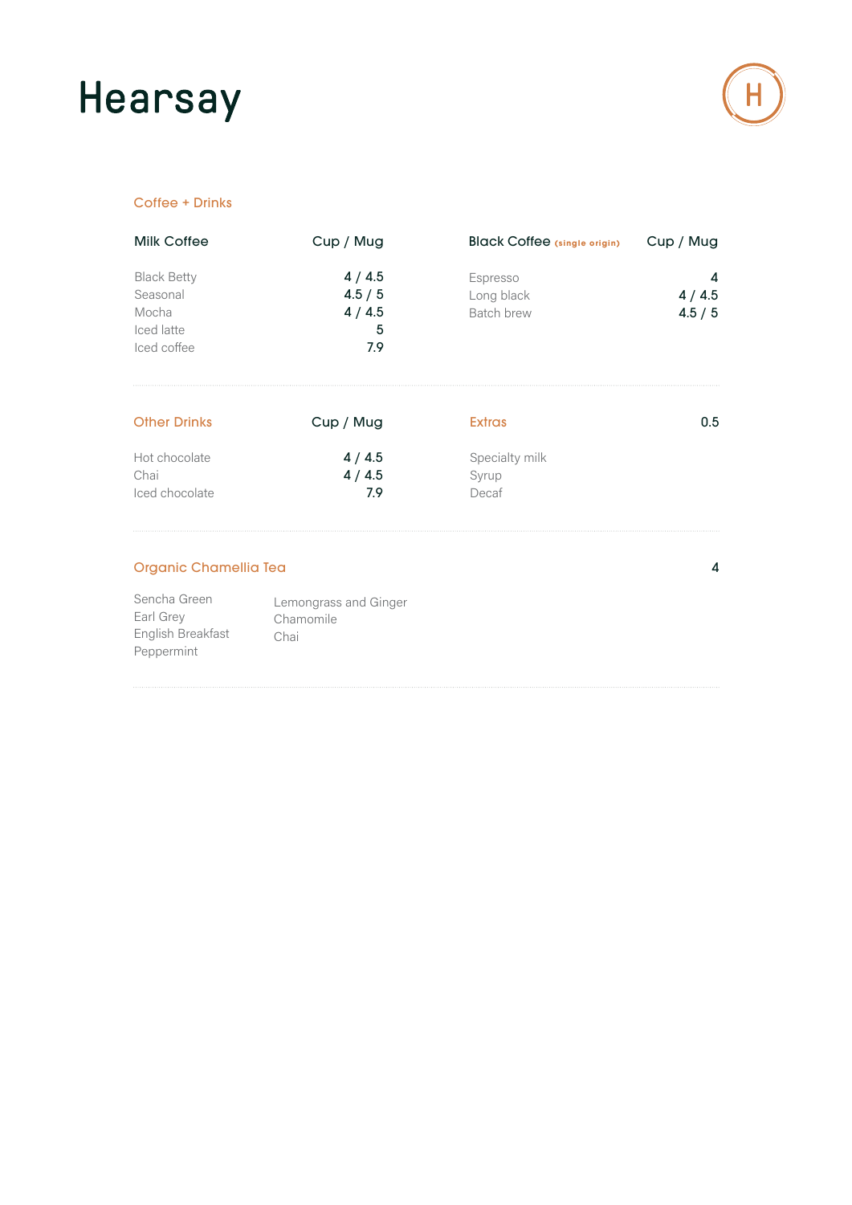# Hearsay

## Coffee + Drinks

| Milk Coffee | Cup / Mug |
|---|---|
| Black Betty | 4 / 4.5 |
| Seasonal | 4.5 / 5 |
| Mocha | 4 / 4.5 |
| Iced latte | 5 |
| Iced coffee | 7.9 |

| Black Coffee (single origin) | Cup / Mug |
|---|---|
| Espresso | 4 |
| Long black | 4 / 4.5 |
| Batch brew | 4.5 / 5 |

### Other Drinks

| Other Drinks | Cup / Mug |
|---|---|
| Hot chocolate | 4 / 4.5 |
| Chai | 4 / 4.5 |
| Iced chocolate | 7.9 |

### Extras — 0.5

- Specialty milk
- Syrup
- Decaf

### Organic Chamellia Tea — 4

- Sencha Green
- Earl Grey
- English Breakfast
- Peppermint
- Lemongrass and Ginger
- Chamomile
- Chai